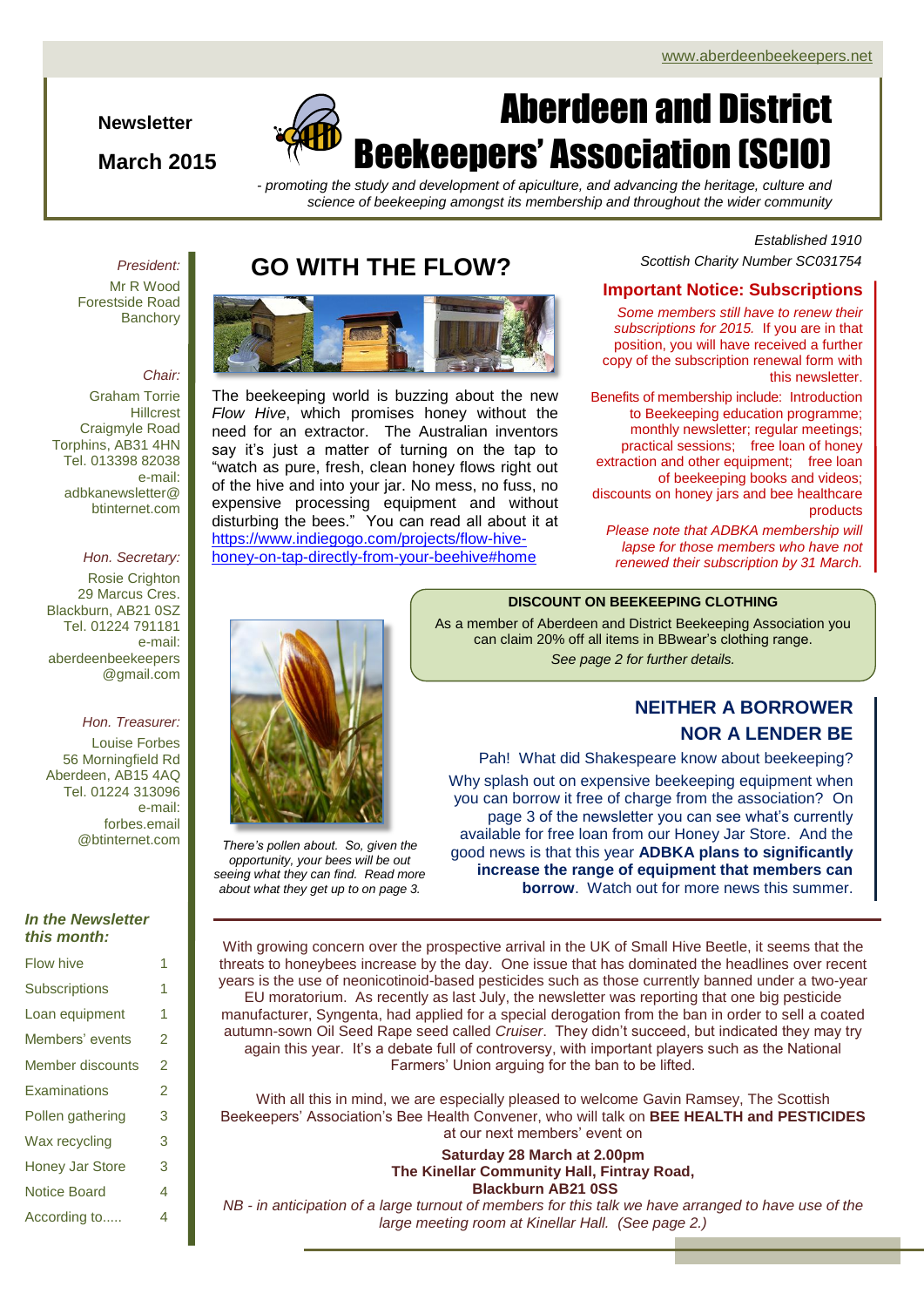www.aberdeenbeekeepers.net

**Newsletter**

**March 2015**

# Aberdeen and District Beekeepers' Association (SCIO)

*- promoting the study and development of apiculture, and advancing the heritage, culture and science of beekeeping amongst its membership and throughout the wider community*

*Established 1910*

*Scottish Charity Number SC031754*

*President:*
Mr R Wood
Forestside Road
Banchory

*Chair:*
Graham Torrie
Hillcrest
Craigmyle Road
Torphins, AB31 4HN
Tel. 013398 82038
e-mail:
adbkanewsletter@btinternet.com

*Hon. Secretary:*
Rosie Crighton
29 Marcus Cres.
Blackburn, AB21 0SZ
Tel. 01224 791181
e-mail:
aberdeenbeekeepers@gmail.com

*Hon. Treasurer:*
Louise Forbes
56 Morningfield Rd
Aberdeen, AB15 4AQ
Tel. 01224 313096
e-mail:
forbes.email@btinternet.com

***In the Newsletter this month:***

| | |
|---|---|
| Flow hive | 1 |
| Subscriptions | 1 |
| Loan equipment | 1 |
| Members' events | 2 |
| Member discounts | 2 |
| Examinations | 2 |
| Pollen gathering | 3 |
| Wax recycling | 3 |
| Honey Jar Store | 3 |
| Notice Board | 4 |
| According to..... | 4 |

## GO WITH THE FLOW?

The beekeeping world is buzzing about the new *Flow Hive*, which promises honey without the need for an extractor. The Australian inventors say it's just a matter of turning on the tap to "watch as pure, fresh, clean honey flows right out of the hive and into your jar. No mess, no fuss, no expensive processing equipment and without disturbing the bees." You can read all about it at https://www.indiegogo.com/projects/flow-hive-honey-on-tap-directly-from-your-beehive#home

## Important Notice: Subscriptions

*Some members still have to renew their subscriptions for 2015.* If you are in that position, you will have received a further copy of the subscription renewal form with this newsletter.

Benefits of membership include: Introduction to Beekeeping education programme; monthly newsletter; regular meetings; practical sessions; free loan of honey extraction and other equipment; free loan of beekeeping books and videos; discounts on honey jars and bee healthcare products

*Please note that ADBKA membership will lapse for those members who have not renewed their subscription by 31 March.*

**DISCOUNT ON BEEKEEPING CLOTHING**

As a member of Aberdeen and District Beekeeping Association you can claim 20% off all items in BBwear's clothing range.

*See page 2 for further details.*

*There's pollen about. So, given the opportunity, your bees will be out seeing what they can find. Read more about what they get up to on page 3.*

## NEITHER A BORROWER NOR A LENDER BE

Pah! What did Shakespeare know about beekeeping?

Why splash out on expensive beekeeping equipment when you can borrow it free of charge from the association? On page 3 of the newsletter you can see what's currently available for free loan from our Honey Jar Store. And the good news is that this year **ADBKA plans to significantly increase the range of equipment that members can borrow**. Watch out for more news this summer.

With growing concern over the prospective arrival in the UK of Small Hive Beetle, it seems that the threats to honeybees increase by the day. One issue that has dominated the headlines over recent years is the use of neonicotinoid-based pesticides such as those currently banned under a two-year EU moratorium. As recently as last July, the newsletter was reporting that one big pesticide manufacturer, Syngenta, had applied for a special derogation from the ban in order to sell a coated autumn-sown Oil Seed Rape seed called *Cruiser*. They didn't succeed, but indicated they may try again this year. It's a debate full of controversy, with important players such as the National Farmers' Union arguing for the ban to be lifted.

With all this in mind, we are especially pleased to welcome Gavin Ramsey, The Scottish Beekeepers' Association's Bee Health Convener, who will talk on **BEE HEALTH and PESTICIDES** at our next members' event on

**Saturday 28 March at 2.00pm**
**The Kinellar Community Hall, Fintray Road,**
**Blackburn AB21 0SS**

*NB - in anticipation of a large turnout of members for this talk we have arranged to have use of the large meeting room at Kinellar Hall. (See page 2.)*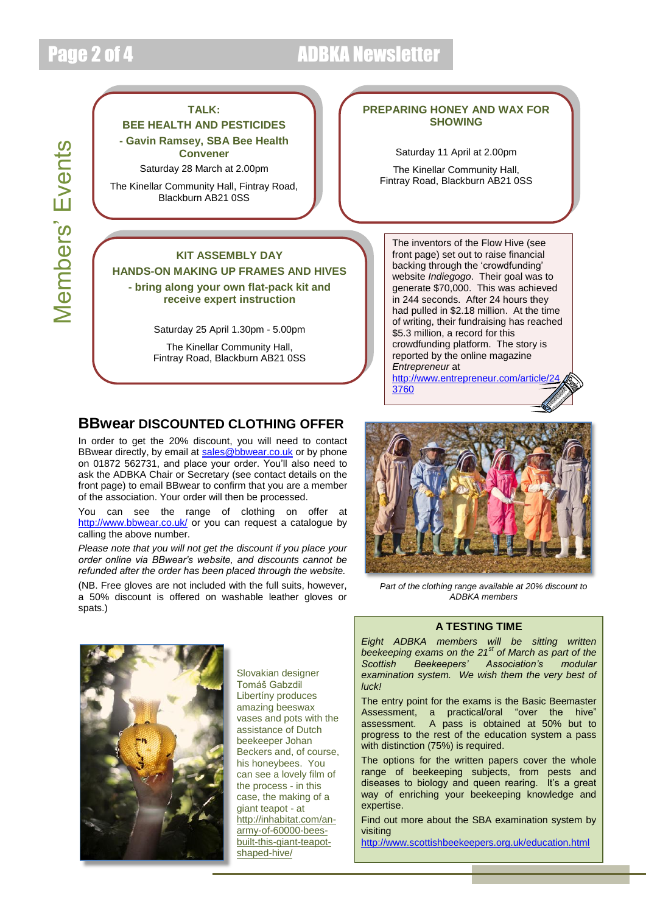# Members' Events

### TALK: BEE HEALTH AND PESTICIDES

**- Gavin Ramsey, SBA Bee Health Convener**

Saturday 28 March at 2.00pm

The Kinellar Community Hall, Fintray Road, Blackburn AB21 0SS

### PREPARING HONEY AND WAX FOR SHOWING

Saturday 11 April at 2.00pm

The Kinellar Community Hall, Fintray Road, Blackburn AB21 0SS

### KIT ASSEMBLY DAY

**HANDS-ON MAKING UP FRAMES AND HIVES**

**- bring along your own flat-pack kit and receive expert instruction**

Saturday 25 April 1.30pm - 5.00pm

The Kinellar Community Hall, Fintray Road, Blackburn AB21 0SS

The inventors of the Flow Hive (see front page) set out to raise financial backing through the 'crowdfunding' website *Indiegogo*. Their goal was to generate $70,000. This was achieved in 244 seconds. After 24 hours they had pulled in $2.18 million. At the time of writing, their fundraising has reached $5.3 million, a record for this crowdfunding platform. The story is reported by the online magazine *Entrepreneur* at http://www.entrepreneur.com/article/243760

## BBwear DISCOUNTED CLOTHING OFFER

In order to get the 20% discount, you will need to contact BBwear directly, by email at sales@bbwear.co.uk or by phone on 01872 562731, and place your order. You'll also need to ask the ADBKA Chair or Secretary (see contact details on the front page) to email BBwear to confirm that you are a member of the association. Your order will then be processed.

You can see the range of clothing on offer at http://www.bbwear.co.uk/ or you can request a catalogue by calling the above number.

*Please note that you will not get the discount if you place your order online via BBwear's website, and discounts cannot be refunded after the order has been placed through the website.*

(NB. Free gloves are not included with the full suits, however, a 50% discount is offered on washable leather gloves or spats.)

Part of the clothing range available at 20% discount to ADBKA members

Slovakian designer Tomáš Gabzdil Libertíny produces amazing beeswax vases and pots with the assistance of Dutch beekeeper Johan Beckers and, of course, his honeybees. You can see a lovely film of the process - in this case, the making of a giant teapot - at http://inhabitat.com/an-army-of-60000-bees-built-this-giant-teapot-shaped-hive/

## A TESTING TIME

*Eight ADBKA members will be sitting written beekeeping exams on the 21st of March as part of the Scottish Beekeepers' Association's modular examination system. We wish them the very best of luck!*

The entry point for the exams is the Basic Beemaster Assessment, a practical/oral "over the hive" assessment. A pass is obtained at 50% but to progress to the rest of the education system a pass with distinction (75%) is required.

The options for the written papers cover the whole range of beekeeping subjects, from pests and diseases to biology and queen rearing. It's a great way of enriching your beekeeping knowledge and expertise.

Find out more about the SBA examination system by visiting http://www.scottishbeekeepers.org.uk/education.html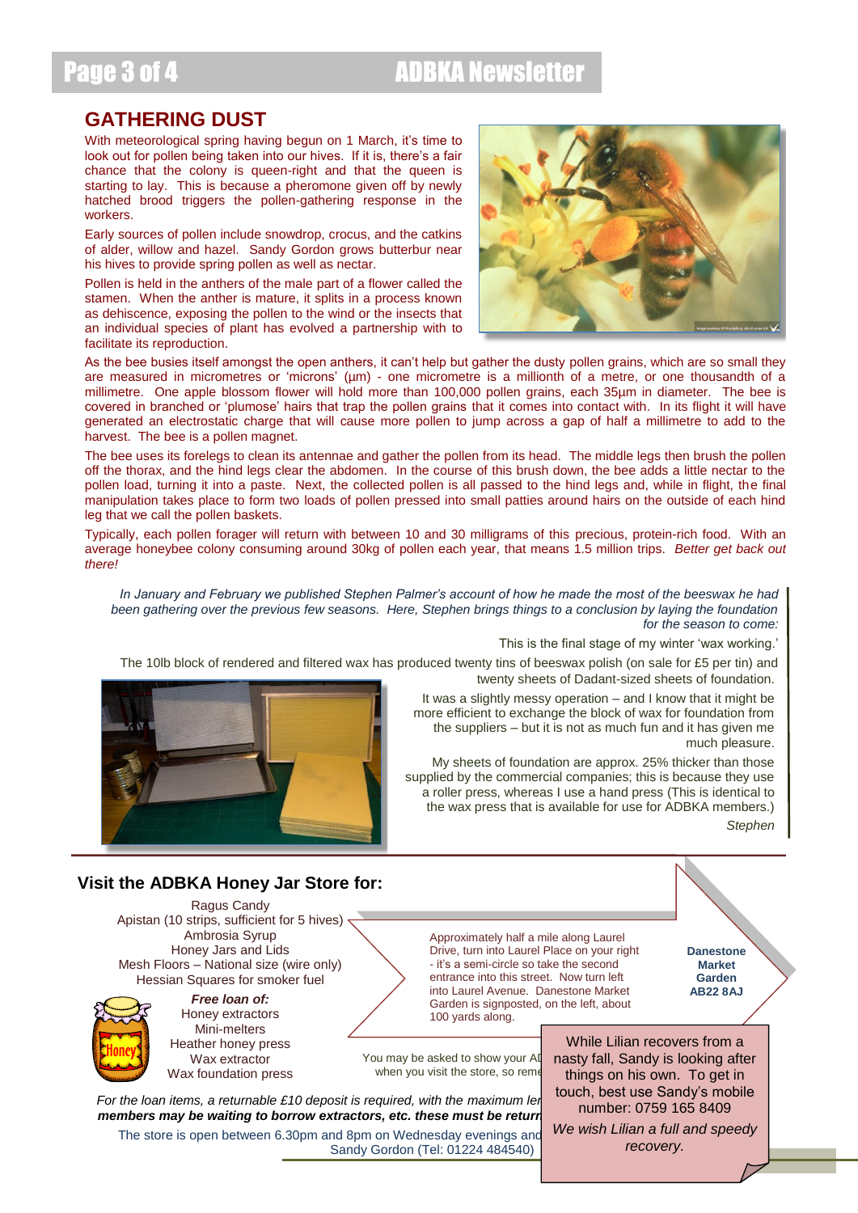## GATHERING DUST

With meteorological spring having begun on 1 March, it's time to look out for pollen being taken into our hives. If it is, there's a fair chance that the colony is queen-right and that the queen is starting to lay. This is because a pheromone given off by newly hatched brood triggers the pollen-gathering response in the workers.

Early sources of pollen include snowdrop, crocus, and the catkins of alder, willow and hazel. Sandy Gordon grows butterbur near his hives to provide spring pollen as well as nectar.

Pollen is held in the anthers of the male part of a flower called the stamen. When the anther is mature, it splits in a process known as dehiscence, exposing the pollen to the wind or the insects that an individual species of plant has evolved a partnership with to facilitate its reproduction.

As the bee busies itself amongst the open anthers, it can't help but gather the dusty pollen grains, which are so small they are measured in micrometres or 'microns' (µm) - one micrometre is a millionth of a metre, or one thousandth of a millimetre. One apple blossom flower will hold more than 100,000 pollen grains, each 35µm in diameter. The bee is covered in branched or 'plumose' hairs that trap the pollen grains that it comes into contact with. In its flight it will have generated an electrostatic charge that will cause more pollen to jump across a gap of half a millimetre to add to the harvest. The bee is a pollen magnet.

The bee uses its forelegs to clean its antennae and gather the pollen from its head. The middle legs then brush the pollen off the thorax, and the hind legs clear the abdomen. In the course of this brush down, the bee adds a little nectar to the pollen load, turning it into a paste. Next, the collected pollen is all passed to the hind legs and, while in flight, the final manipulation takes place to form two loads of pollen pressed into small patties around hairs on the outside of each hind leg that we call the pollen baskets.

Typically, each pollen forager will return with between 10 and 30 milligrams of this precious, protein-rich food. With an average honeybee colony consuming around 30kg of pollen each year, that means 1.5 million trips. *Better get back out there!*

*In January and February we published Stephen Palmer's account of how he made the most of the beeswax he had been gathering over the previous few seasons. Here, Stephen brings things to a conclusion by laying the foundation for the season to come:*

This is the final stage of my winter 'wax working.'

The 10lb block of rendered and filtered wax has produced twenty tins of beeswax polish (on sale for £5 per tin) and twenty sheets of Dadant-sized sheets of foundation.

It was a slightly messy operation – and I know that it might be more efficient to exchange the block of wax for foundation from the suppliers – but it is not as much fun and it has given me much pleasure.

My sheets of foundation are approx. 25% thicker than those supplied by the commercial companies; this is because they use a roller press, whereas I use a hand press (This is identical to the wax press that is available for use for ADBKA members.)

*Stephen*

## Visit the ADBKA Honey Jar Store for:

Ragus Candy
Apistan (10 strips, sufficient for 5 hives)
Ambrosia Syrup
Honey Jars and Lids
Mesh Floors – National size (wire only)
Hessian Squares for smoker fuel

***Free loan of:***
Honey extractors
Mini-melters
Heather honey press
Wax extractor
Wax foundation press

Approximately half a mile along Laurel Drive, turn into Laurel Place on your right - it's a semi-circle so take the second entrance into this street. Now turn left into Laurel Avenue. Danestone Market Garden is signposted, on the left, about 100 yards along.

**Danestone Market Garden AB22 8AJ**

You may be asked to show your AD... when you visit the store, so reme...

*For the loan items, a returnable £10 deposit is required, with the maximum len...* ***members may be waiting to borrow extractors, etc. these must be return...***

The store is open between 6.30pm and 8pm on Wednesday evenings and... Sandy Gordon (Tel: 01224 484540)

While Lilian recovers from a nasty fall, Sandy is looking after things on his own. To get in touch, best use Sandy's mobile number: 0759 165 8409

*We wish Lilian a full and speedy recovery.*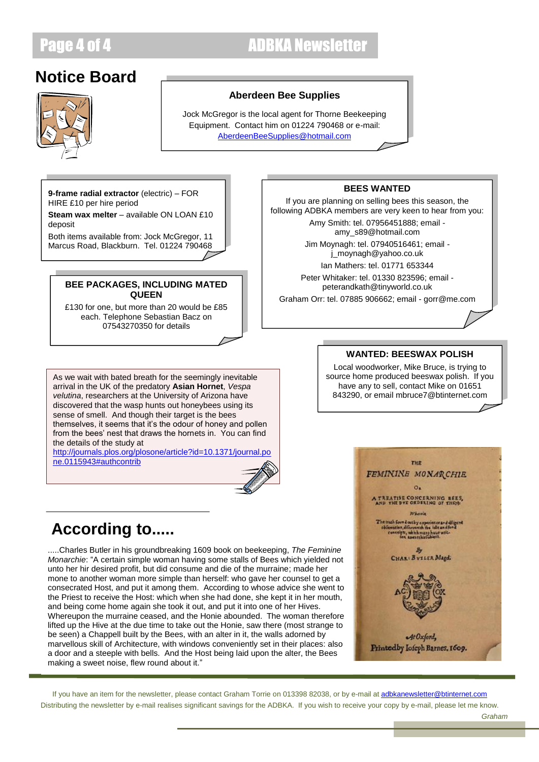# Notice Board

### Aberdeen Bee Supplies

Jock McGregor is the local agent for Thorne Beekeeping Equipment. Contact him on 01224 790468 or e-mail: AberdeenBeeSupplies@hotmail.com

**9-frame radial extractor** (electric) – FOR HIRE £10 per hire period

**Steam wax melter** – available ON LOAN £10 deposit

Both items available from: Jock McGregor, 11 Marcus Road, Blackburn. Tel. 01224 790468

### BEE PACKAGES, INCLUDING MATED QUEEN

£130 for one, but more than 20 would be £85 each. Telephone Sebastian Bacz on 07543270350 for details

### BEES WANTED

If you are planning on selling bees this season, the following ADBKA members are very keen to hear from you:

Amy Smith: tel. 07956451888; email - amy_s89@hotmail.com

Jim Moynagh: tel. 07940516461; email - j_moynagh@yahoo.co.uk

Ian Mathers: tel. 01771 653344

Peter Whitaker: tel. 01330 823596; email - peterandkath@tinyworld.co.uk

Graham Orr: tel. 07885 906662; email - gorr@me.com

### WANTED: BEESWAX POLISH

Local woodworker, Mike Bruce, is trying to source home produced beeswax polish. If you have any to sell, contact Mike on 01651 843290, or email mbruce7@btinternet.com

As we wait with bated breath for the seemingly inevitable arrival in the UK of the predatory **Asian Hornet**, *Vespa velutina*, researchers at the University of Arizona have discovered that the wasp hunts out honeybees using its sense of smell. And though their target is the bees themselves, it seems that it's the odour of honey and pollen from the bees' nest that draws the hornets in. You can find the details of the study at http://journals.plos.org/plosone/article?id=10.1371/journal.pone.0115943#authcontrib

# According to.....

.....Charles Butler in his groundbreaking 1609 book on beekeeping, *The Feminine Monarchie*: "A certain simple woman having some stalls of Bees which yielded not unto her hir desired profit, but did consume and die of the murraine; made her mone to another woman more simple than herself: who gave her counsel to get a consecrated Host, and put it among them. According to whose advice she went to the Priest to receive the Host: which when she had done, she kept it in her mouth, and being come home again she took it out, and put it into one of her Hives. Whereupon the murraine ceased, and the Honie abounded. The woman therefore lifted up the Hive at the due time to take out the Honie, saw there (most strange to be seen) a Chappell built by the Bees, with an alter in it, the walls adorned by marvellous skill of Architecture, with windows conveniently set in their places: also a door and a steeple with bells. And the Host being laid upon the alter, the Bees making a sweet noise, flew round about it."

THE FEMININE MONARCHIE

Or

A TREATISE CONCERNING BEES, AND THE DUE ORDERING OF THEM:

Wherein

The truth found out by experience and diligent observation, discovereth the idle and fond conceipts, which many have written anent this subject.

By CHAR: BUTLER Magd:

At Oxford, Printed by Ioseph Barnes. 1609.

---

If you have an item for the newsletter, please contact Graham Torrie on 013398 82038, or by e-mail at adbkanewsletter@btinternet.com

Distributing the newsletter by e-mail realises significant savings for the ADBKA. If you wish to receive your copy by e-mail, please let me know.

*Graham*